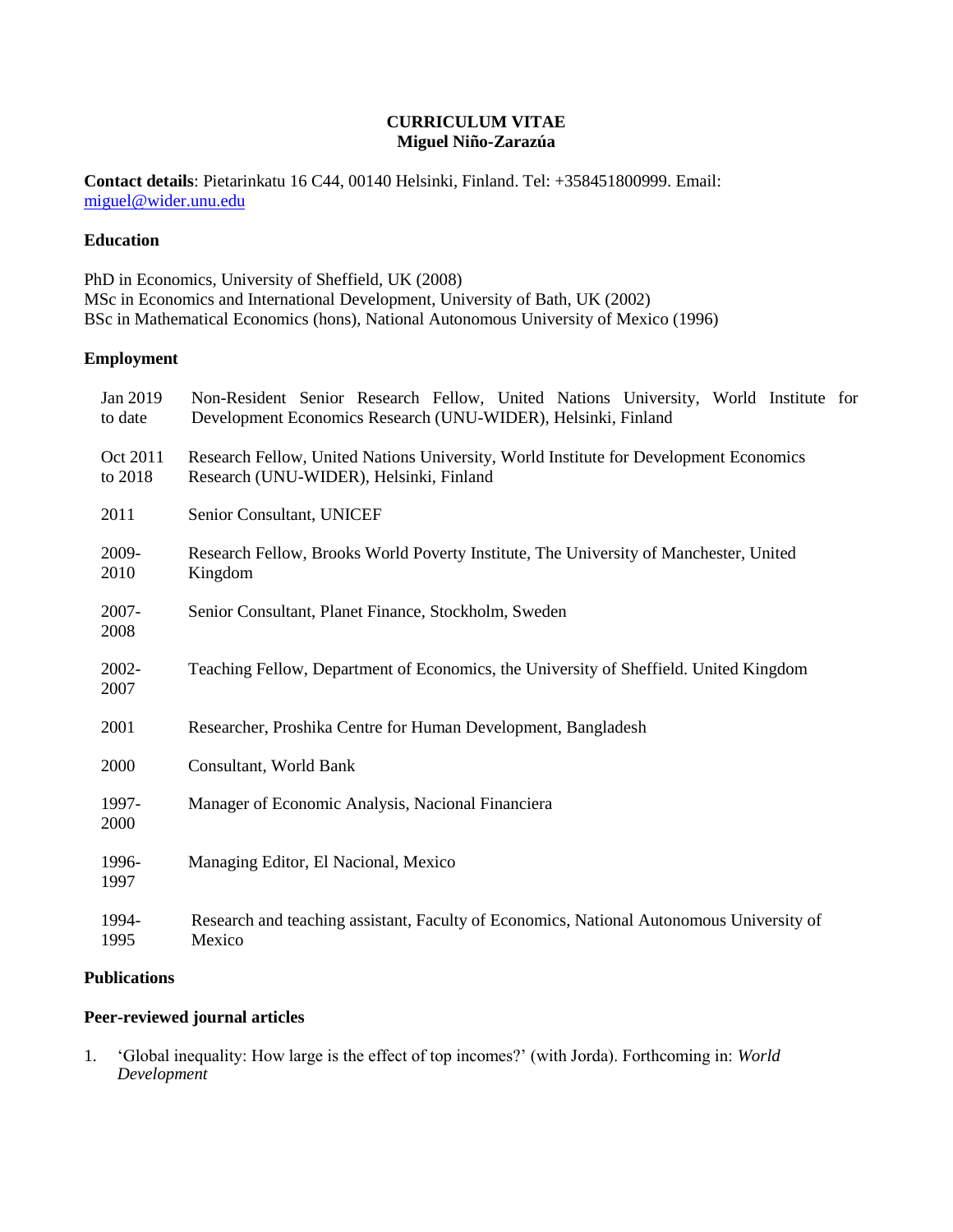# CURRICULUM VITAE
## Miguel Niño-Zarazúa

**Contact details**: Pietarinkatu 16 C44, 00140 Helsinki, Finland. Tel: +358451800999. Email: miguel@wider.unu.edu

### Education

PhD in Economics, University of Sheffield, UK (2008)
MSc in Economics and International Development, University of Bath, UK (2002)
BSc in Mathematical Economics (hons), National Autonomous University of Mexico (1996)

### Employment

| | |
|---|---|
| Jan 2019 to date | Non-Resident Senior Research Fellow, United Nations University, World Institute for Development Economics Research (UNU-WIDER), Helsinki, Finland |
| Oct 2011 to 2018 | Research Fellow, United Nations University, World Institute for Development Economics Research (UNU-WIDER), Helsinki, Finland |
| 2011 | Senior Consultant, UNICEF |
| 2009-2010 | Research Fellow, Brooks World Poverty Institute, The University of Manchester, United Kingdom |
| 2007-2008 | Senior Consultant, Planet Finance, Stockholm, Sweden |
| 2002-2007 | Teaching Fellow, Department of Economics, the University of Sheffield. United Kingdom |
| 2001 | Researcher, Proshika Centre for Human Development, Bangladesh |
| 2000 | Consultant, World Bank |
| 1997-2000 | Manager of Economic Analysis, Nacional Financiera |
| 1996-1997 | Managing Editor, El Nacional, Mexico |
| 1994-1995 | Research and teaching assistant, Faculty of Economics, National Autonomous University of Mexico |

### Publications

### Peer-reviewed journal articles

1. 'Global inequality: How large is the effect of top incomes?' (with Jorda). Forthcoming in: *World Development*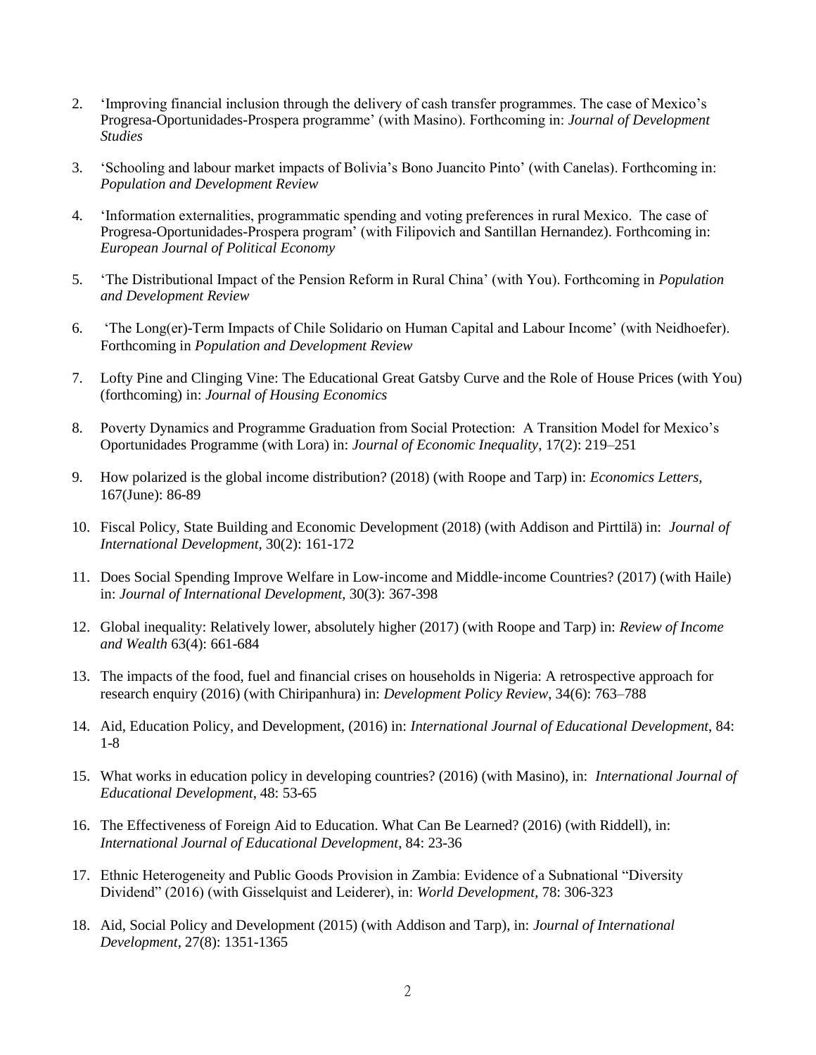2. 'Improving financial inclusion through the delivery of cash transfer programmes. The case of Mexico's Progresa-Oportunidades-Prospera programme' (with Masino). Forthcoming in: *Journal of Development Studies*

3. 'Schooling and labour market impacts of Bolivia's Bono Juancito Pinto' (with Canelas). Forthcoming in: *Population and Development Review*

4. 'Information externalities, programmatic spending and voting preferences in rural Mexico. The case of Progresa-Oportunidades-Prospera program' (with Filipovich and Santillan Hernandez). Forthcoming in: *European Journal of Political Economy*

5. 'The Distributional Impact of the Pension Reform in Rural China' (with You). Forthcoming in *Population and Development Review*

6. 'The Long(er)-Term Impacts of Chile Solidario on Human Capital and Labour Income' (with Neidhoefer). Forthcoming in *Population and Development Review*

7. Lofty Pine and Clinging Vine: The Educational Great Gatsby Curve and the Role of House Prices (with You) (forthcoming) in: *Journal of Housing Economics*

8. Poverty Dynamics and Programme Graduation from Social Protection: A Transition Model for Mexico's Oportunidades Programme (with Lora) in: *Journal of Economic Inequality*, 17(2): 219–251

9. How polarized is the global income distribution? (2018) (with Roope and Tarp) in: *Economics Letters*, 167(June): 86-89

10. Fiscal Policy, State Building and Economic Development (2018) (with Addison and Pirttilä) in: *Journal of International Development*, 30(2): 161-172

11. Does Social Spending Improve Welfare in Low-income and Middle-income Countries? (2017) (with Haile) in: *Journal of International Development*, 30(3): 367-398

12. Global inequality: Relatively lower, absolutely higher (2017) (with Roope and Tarp) in: *Review of Income and Wealth* 63(4): 661-684

13. The impacts of the food, fuel and financial crises on households in Nigeria: A retrospective approach for research enquiry (2016) (with Chiripanhura) in: *Development Policy Review*, 34(6): 763–788

14. Aid, Education Policy, and Development, (2016) in: *International Journal of Educational Development*, 84: 1-8

15. What works in education policy in developing countries? (2016) (with Masino), in: *International Journal of Educational Development*, 48: 53-65

16. The Effectiveness of Foreign Aid to Education. What Can Be Learned? (2016) (with Riddell), in: *International Journal of Educational Development*, 84: 23-36

17. Ethnic Heterogeneity and Public Goods Provision in Zambia: Evidence of a Subnational "Diversity Dividend" (2016) (with Gisselquist and Leiderer), in: *World Development*, 78: 306-323

18. Aid, Social Policy and Development (2015) (with Addison and Tarp), in: *Journal of International Development*, 27(8): 1351-1365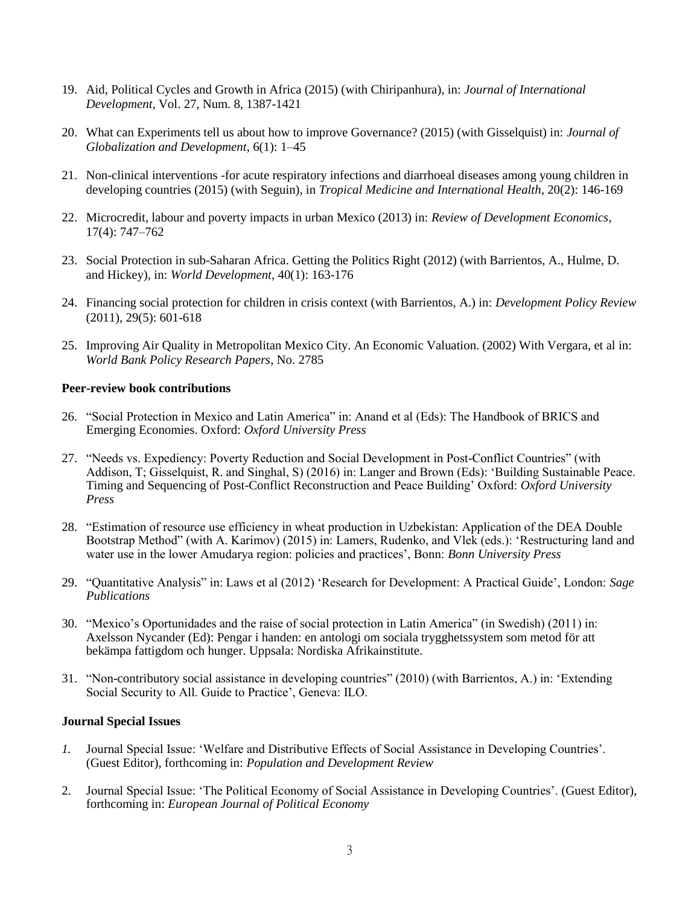19. Aid, Political Cycles and Growth in Africa (2015) (with Chiripanhura), in: *Journal of International Development*, Vol. 27, Num. 8, 1387-1421

20. What can Experiments tell us about how to improve Governance? (2015) (with Gisselquist) in: *Journal of Globalization and Development*, 6(1): 1–45

21. Non-clinical interventions -for acute respiratory infections and diarrhoeal diseases among young children in developing countries (2015) (with Seguin), in *Tropical Medicine and International Health*, 20(2): 146-169

22. Microcredit, labour and poverty impacts in urban Mexico (2013) in: *Review of Development Economics*, 17(4): 747–762

23. Social Protection in sub-Saharan Africa. Getting the Politics Right (2012) (with Barrientos, A., Hulme, D. and Hickey), in: *World Development*, 40(1): 163-176

24. Financing social protection for children in crisis context (with Barrientos, A.) in: *Development Policy Review* (2011), 29(5): 601-618

25. Improving Air Quality in Metropolitan Mexico City. An Economic Valuation. (2002) With Vergara, et al in: *World Bank Policy Research Papers*, No. 2785

**Peer-review book contributions**

26. "Social Protection in Mexico and Latin America" in: Anand et al (Eds): The Handbook of BRICS and Emerging Economies. Oxford: *Oxford University Press*

27. "Needs vs. Expediency: Poverty Reduction and Social Development in Post-Conflict Countries" (with Addison, T; Gisselquist, R. and Singhal, S) (2016) in: Langer and Brown (Eds): 'Building Sustainable Peace. Timing and Sequencing of Post-Conflict Reconstruction and Peace Building' Oxford: *Oxford University Press*

28. "Estimation of resource use efficiency in wheat production in Uzbekistan: Application of the DEA Double Bootstrap Method" (with A. Karimov) (2015) in: Lamers, Rudenko, and Vlek (eds.): 'Restructuring land and water use in the lower Amudarya region: policies and practices', Bonn: *Bonn University Press*

29. "Quantitative Analysis" in: Laws et al (2012) 'Research for Development: A Practical Guide', London: *Sage Publications*

30. "Mexico's Oportunidades and the raise of social protection in Latin America" (in Swedish) (2011) in: Axelsson Nycander (Ed): Pengar i handen: en antologi om sociala trygghetssystem som metod för att bekämpa fattigdom och hunger. Uppsala: Nordiska Afrikainstitute.

31. "Non-contributory social assistance in developing countries" (2010) (with Barrientos, A.) in: 'Extending Social Security to All. Guide to Practice', Geneva: ILO.

**Journal Special Issues**

1. Journal Special Issue: 'Welfare and Distributive Effects of Social Assistance in Developing Countries'. (Guest Editor), forthcoming in: *Population and Development Review*

2. Journal Special Issue: 'The Political Economy of Social Assistance in Developing Countries'. (Guest Editor), forthcoming in: *European Journal of Political Economy*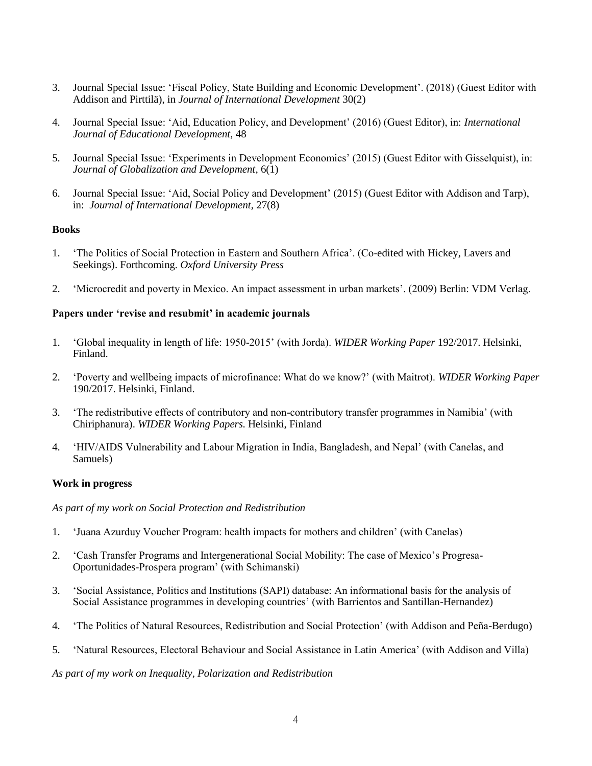3. Journal Special Issue: 'Fiscal Policy, State Building and Economic Development'. (2018) (Guest Editor with Addison and Pirttilä), in *Journal of International Development* 30(2)

4. Journal Special Issue: 'Aid, Education Policy, and Development' (2016) (Guest Editor), in: *International Journal of Educational Development*, 48

5. Journal Special Issue: 'Experiments in Development Economics' (2015) (Guest Editor with Gisselquist), in: *Journal of Globalization and Development*, 6(1)

6. Journal Special Issue: 'Aid, Social Policy and Development' (2015) (Guest Editor with Addison and Tarp), in: *Journal of International Development*, 27(8)

**Books**

1. 'The Politics of Social Protection in Eastern and Southern Africa'. (Co-edited with Hickey, Lavers and Seekings). Forthcoming. *Oxford University Press*

2. 'Microcredit and poverty in Mexico. An impact assessment in urban markets'. (2009) Berlin: VDM Verlag.

**Papers under 'revise and resubmit' in academic journals**

1. 'Global inequality in length of life: 1950-2015' (with Jorda). *WIDER Working Paper* 192/2017. Helsinki, Finland.

2. 'Poverty and wellbeing impacts of microfinance: What do we know?' (with Maitrot). *WIDER Working Paper* 190/2017. Helsinki, Finland.

3. 'The redistributive effects of contributory and non-contributory transfer programmes in Namibia' (with Chiriphanura). *WIDER Working Papers.* Helsinki, Finland

4. 'HIV/AIDS Vulnerability and Labour Migration in India, Bangladesh, and Nepal' (with Canelas, and Samuels)

**Work in progress**

*As part of my work on Social Protection and Redistribution*

1. 'Juana Azurduy Voucher Program: health impacts for mothers and children' (with Canelas)

2. 'Cash Transfer Programs and Intergenerational Social Mobility: The case of Mexico's Progresa-Oportunidades-Prospera program' (with Schimanski)

3. 'Social Assistance, Politics and Institutions (SAPI) database: An informational basis for the analysis of Social Assistance programmes in developing countries' (with Barrientos and Santillan-Hernandez)

4. 'The Politics of Natural Resources, Redistribution and Social Protection' (with Addison and Peña-Berdugo)

5. 'Natural Resources, Electoral Behaviour and Social Assistance in Latin America' (with Addison and Villa)

*As part of my work on Inequality, Polarization and Redistribution*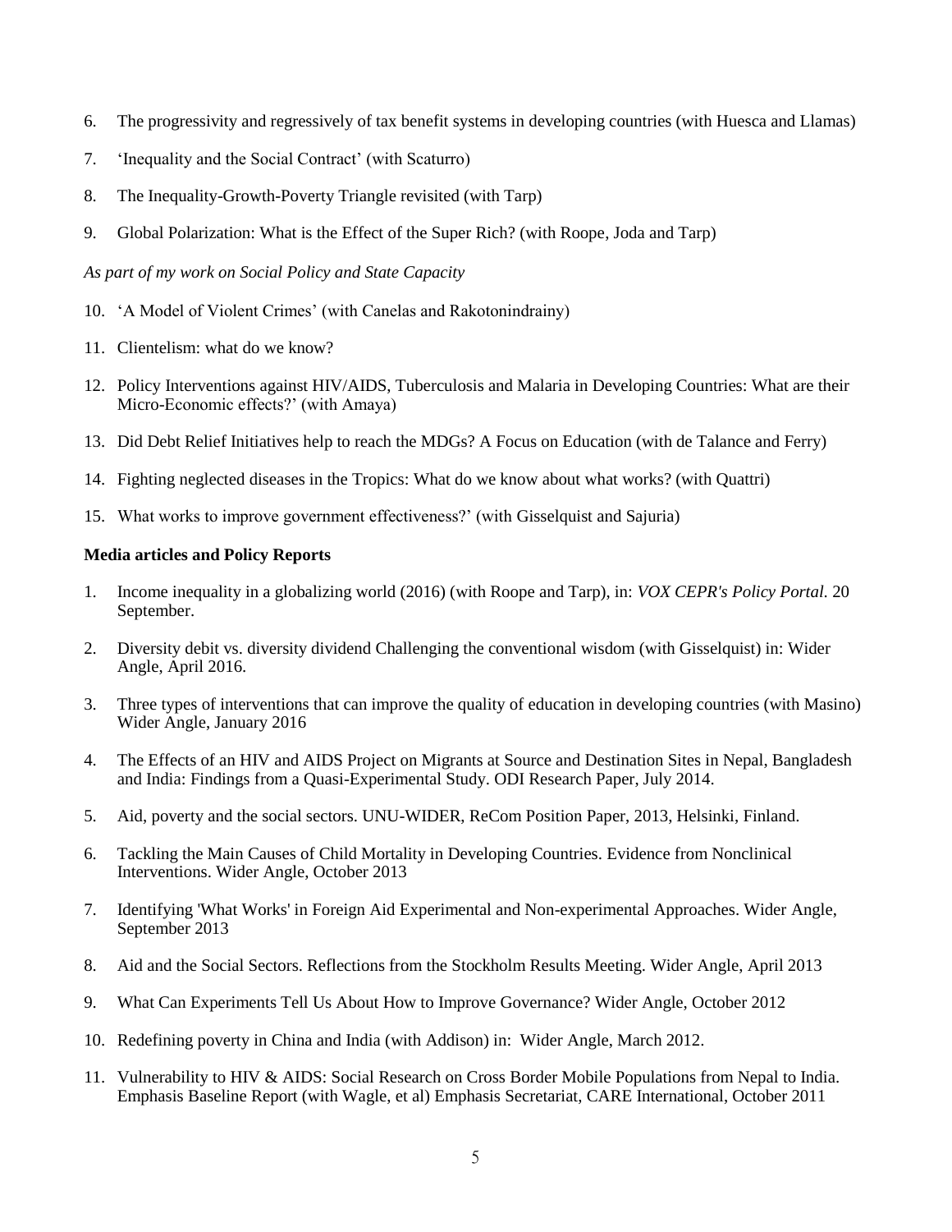6. The progressivity and regressively of tax benefit systems in developing countries (with Huesca and Llamas)

7. 'Inequality and the Social Contract' (with Scaturro)

8. The Inequality-Growth-Poverty Triangle revisited (with Tarp)

9. Global Polarization: What is the Effect of the Super Rich? (with Roope, Joda and Tarp)

*As part of my work on Social Policy and State Capacity*

10. 'A Model of Violent Crimes' (with Canelas and Rakotonindrainy)

11. Clientelism: what do we know?

12. Policy Interventions against HIV/AIDS, Tuberculosis and Malaria in Developing Countries: What are their Micro-Economic effects?' (with Amaya)

13. Did Debt Relief Initiatives help to reach the MDGs? A Focus on Education (with de Talance and Ferry)

14. Fighting neglected diseases in the Tropics: What do we know about what works? (with Quattri)

15. What works to improve government effectiveness?' (with Gisselquist and Sajuria)

**Media articles and Policy Reports**

1. Income inequality in a globalizing world (2016) (with Roope and Tarp), in: *VOX CEPR's Policy Portal*. 20 September.

2. Diversity debit vs. diversity dividend Challenging the conventional wisdom (with Gisselquist) in: Wider Angle, April 2016.

3. Three types of interventions that can improve the quality of education in developing countries (with Masino) Wider Angle, January 2016

4. The Effects of an HIV and AIDS Project on Migrants at Source and Destination Sites in Nepal, Bangladesh and India: Findings from a Quasi-Experimental Study. ODI Research Paper, July 2014.

5. Aid, poverty and the social sectors. UNU-WIDER, ReCom Position Paper, 2013, Helsinki, Finland.

6. Tackling the Main Causes of Child Mortality in Developing Countries. Evidence from Nonclinical Interventions. Wider Angle, October 2013

7. Identifying 'What Works' in Foreign Aid Experimental and Non-experimental Approaches. Wider Angle, September 2013

8. Aid and the Social Sectors. Reflections from the Stockholm Results Meeting. Wider Angle, April 2013

9. What Can Experiments Tell Us About How to Improve Governance? Wider Angle, October 2012

10. Redefining poverty in China and India (with Addison) in: Wider Angle, March 2012.

11. Vulnerability to HIV & AIDS: Social Research on Cross Border Mobile Populations from Nepal to India. Emphasis Baseline Report (with Wagle, et al) Emphasis Secretariat, CARE International, October 2011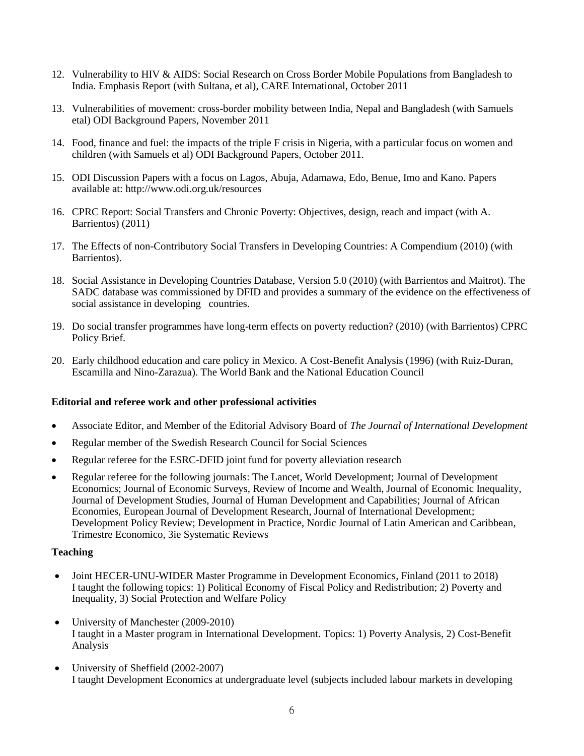12. Vulnerability to HIV & AIDS: Social Research on Cross Border Mobile Populations from Bangladesh to India. Emphasis Report (with Sultana, et al), CARE International, October 2011

13. Vulnerabilities of movement: cross-border mobility between India, Nepal and Bangladesh (with Samuels etal) ODI Background Papers, November 2011

14. Food, finance and fuel: the impacts of the triple F crisis in Nigeria, with a particular focus on women and children (with Samuels et al) ODI Background Papers, October 2011.

15. ODI Discussion Papers with a focus on Lagos, Abuja, Adamawa, Edo, Benue, Imo and Kano. Papers available at: http://www.odi.org.uk/resources

16. CPRC Report: Social Transfers and Chronic Poverty: Objectives, design, reach and impact (with A. Barrientos) (2011)

17. The Effects of non-Contributory Social Transfers in Developing Countries: A Compendium (2010) (with Barrientos).

18. Social Assistance in Developing Countries Database, Version 5.0 (2010) (with Barrientos and Maitrot). The SADC database was commissioned by DFID and provides a summary of the evidence on the effectiveness of social assistance in developing countries.

19. Do social transfer programmes have long-term effects on poverty reduction? (2010) (with Barrientos) CPRC Policy Brief.

20. Early childhood education and care policy in Mexico. A Cost-Benefit Analysis (1996) (with Ruiz-Duran, Escamilla and Nino-Zarazua). The World Bank and the National Education Council

**Editorial and referee work and other professional activities**

- Associate Editor, and Member of the Editorial Advisory Board of *The Journal of International Development*
- Regular member of the Swedish Research Council for Social Sciences
- Regular referee for the ESRC-DFID joint fund for poverty alleviation research
- Regular referee for the following journals: The Lancet, World Development; Journal of Development Economics; Journal of Economic Surveys, Review of Income and Wealth, Journal of Economic Inequality, Journal of Development Studies, Journal of Human Development and Capabilities; Journal of African Economies, European Journal of Development Research, Journal of International Development; Development Policy Review; Development in Practice, Nordic Journal of Latin American and Caribbean, Trimestre Economico, 3ie Systematic Reviews

**Teaching**

- Joint HECER-UNU-WIDER Master Programme in Development Economics, Finland (2011 to 2018)
  I taught the following topics: 1) Political Economy of Fiscal Policy and Redistribution; 2) Poverty and Inequality, 3) Social Protection and Welfare Policy

- University of Manchester (2009-2010)
  I taught in a Master program in International Development. Topics: 1) Poverty Analysis, 2) Cost-Benefit Analysis

- University of Sheffield (2002-2007)
  I taught Development Economics at undergraduate level (subjects included labour markets in developing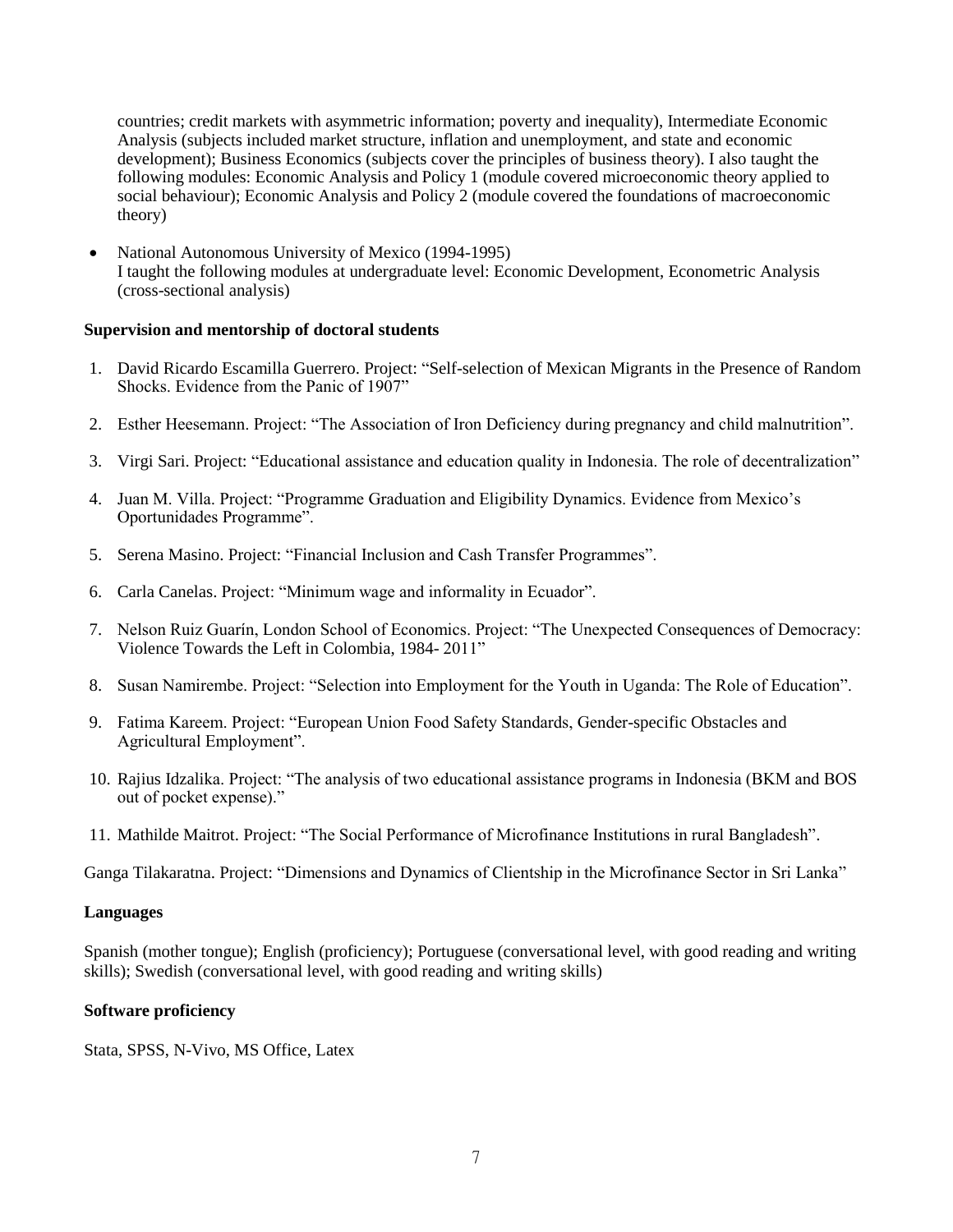countries; credit markets with asymmetric information; poverty and inequality), Intermediate Economic Analysis (subjects included market structure, inflation and unemployment, and state and economic development); Business Economics (subjects cover the principles of business theory). I also taught the following modules: Economic Analysis and Policy 1 (module covered microeconomic theory applied to social behaviour); Economic Analysis and Policy 2 (module covered the foundations of macroeconomic theory)

- National Autonomous University of Mexico (1994-1995)
  I taught the following modules at undergraduate level: Economic Development, Econometric Analysis (cross-sectional analysis)

**Supervision and mentorship of doctoral students**

1. David Ricardo Escamilla Guerrero. Project: "Self-selection of Mexican Migrants in the Presence of Random Shocks. Evidence from the Panic of 1907"
2. Esther Heesemann. Project: "The Association of Iron Deficiency during pregnancy and child malnutrition".
3. Virgi Sari. Project: "Educational assistance and education quality in Indonesia. The role of decentralization"
4. Juan M. Villa. Project: "Programme Graduation and Eligibility Dynamics. Evidence from Mexico's Oportunidades Programme".
5. Serena Masino. Project: "Financial Inclusion and Cash Transfer Programmes".
6. Carla Canelas. Project: "Minimum wage and informality in Ecuador".
7. Nelson Ruiz Guarín, London School of Economics. Project: "The Unexpected Consequences of Democracy: Violence Towards the Left in Colombia, 1984- 2011"
8. Susan Namirembe. Project: "Selection into Employment for the Youth in Uganda: The Role of Education".
9. Fatima Kareem. Project: "European Union Food Safety Standards, Gender-specific Obstacles and Agricultural Employment".
10. Rajius Idzalika. Project: "The analysis of two educational assistance programs in Indonesia (BKM and BOS out of pocket expense)."
11. Mathilde Maitrot. Project: "The Social Performance of Microfinance Institutions in rural Bangladesh".

Ganga Tilakaratna. Project: "Dimensions and Dynamics of Clientship in the Microfinance Sector in Sri Lanka"

**Languages**

Spanish (mother tongue); English (proficiency); Portuguese (conversational level, with good reading and writing skills); Swedish (conversational level, with good reading and writing skills)

**Software proficiency**

Stata, SPSS, N-Vivo, MS Office, Latex